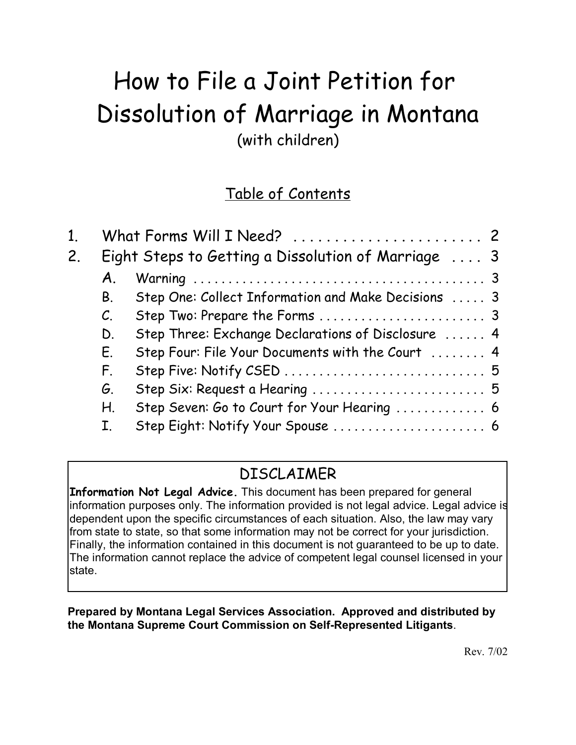# How to File a Joint Petition for Dissolution of Marriage in Montana

(with children)

## Table of Contents

1. What Forms Will I Need? . . . . . . . . . . . . . . . . . . . . . . . 2
2. Eight Steps to Getting a Dissolution of Marriage . . . . 3
   - A. Warning . . . . . . . . . . . . . . . . . . . . . . . . . . . . . . . . . . . . . . . . . . 3
   - B. Step One: Collect Information and Make Decisions . . . . . 3
   - C. Step Two: Prepare the Forms . . . . . . . . . . . . . . . . . . . . . . . . 3
   - D. Step Three: Exchange Declarations of Disclosure . . . . . . 4
   - E. Step Four: File Your Documents with the Court . . . . . . . . 4
   - F. Step Five: Notify CSED . . . . . . . . . . . . . . . . . . . . . . . . . . . . 5
   - G. Step Six: Request a Hearing . . . . . . . . . . . . . . . . . . . . . . . . 5
   - H. Step Seven: Go to Court for Your Hearing . . . . . . . . . . . . 6
   - I. Step Eight: Notify Your Spouse . . . . . . . . . . . . . . . . . . . . . 6

## DISCLAIMER

**Information Not Legal Advice.** This document has been prepared for general information purposes only. The information provided is not legal advice. Legal advice is dependent upon the specific circumstances of each situation. Also, the law may vary from state to state, so that some information may not be correct for your jurisdiction. Finally, the information contained in this document is not guaranteed to be up to date. The information cannot replace the advice of competent legal counsel licensed in your state.

**Prepared by Montana Legal Services Association. Approved and distributed by the Montana Supreme Court Commission on Self-Represented Litigants**.

Rev. 7/02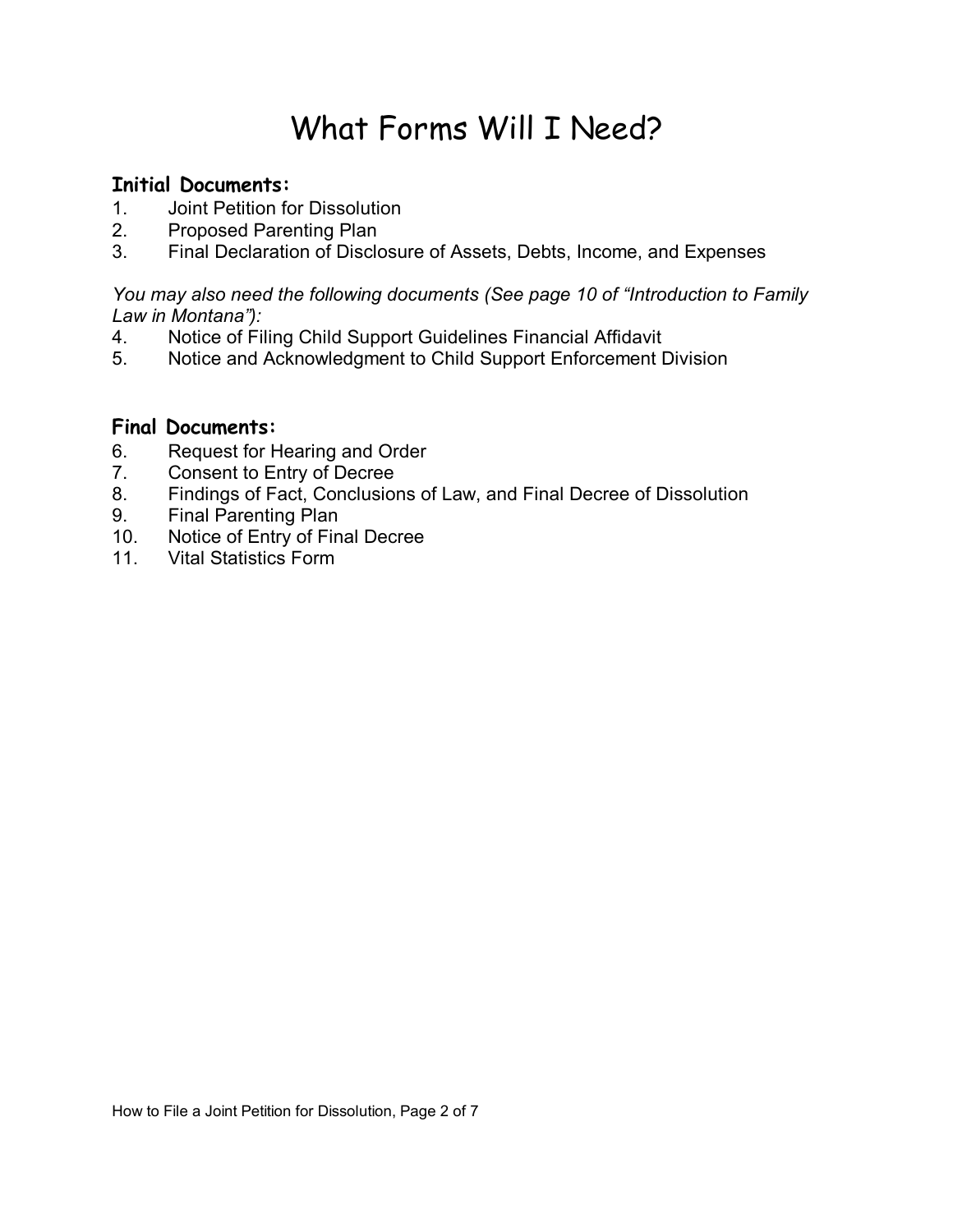# What Forms Will I Need?

### Initial Documents:

1. Joint Petition for Dissolution
2. Proposed Parenting Plan
3. Final Declaration of Disclosure of Assets, Debts, Income, and Expenses

*You may also need the following documents (See page 10 of "Introduction to Family Law in Montana"):*

4. Notice of Filing Child Support Guidelines Financial Affidavit
5. Notice and Acknowledgment to Child Support Enforcement Division

### Final Documents:

6. Request for Hearing and Order
7. Consent to Entry of Decree
8. Findings of Fact, Conclusions of Law, and Final Decree of Dissolution
9. Final Parenting Plan
10. Notice of Entry of Final Decree
11. Vital Statistics Form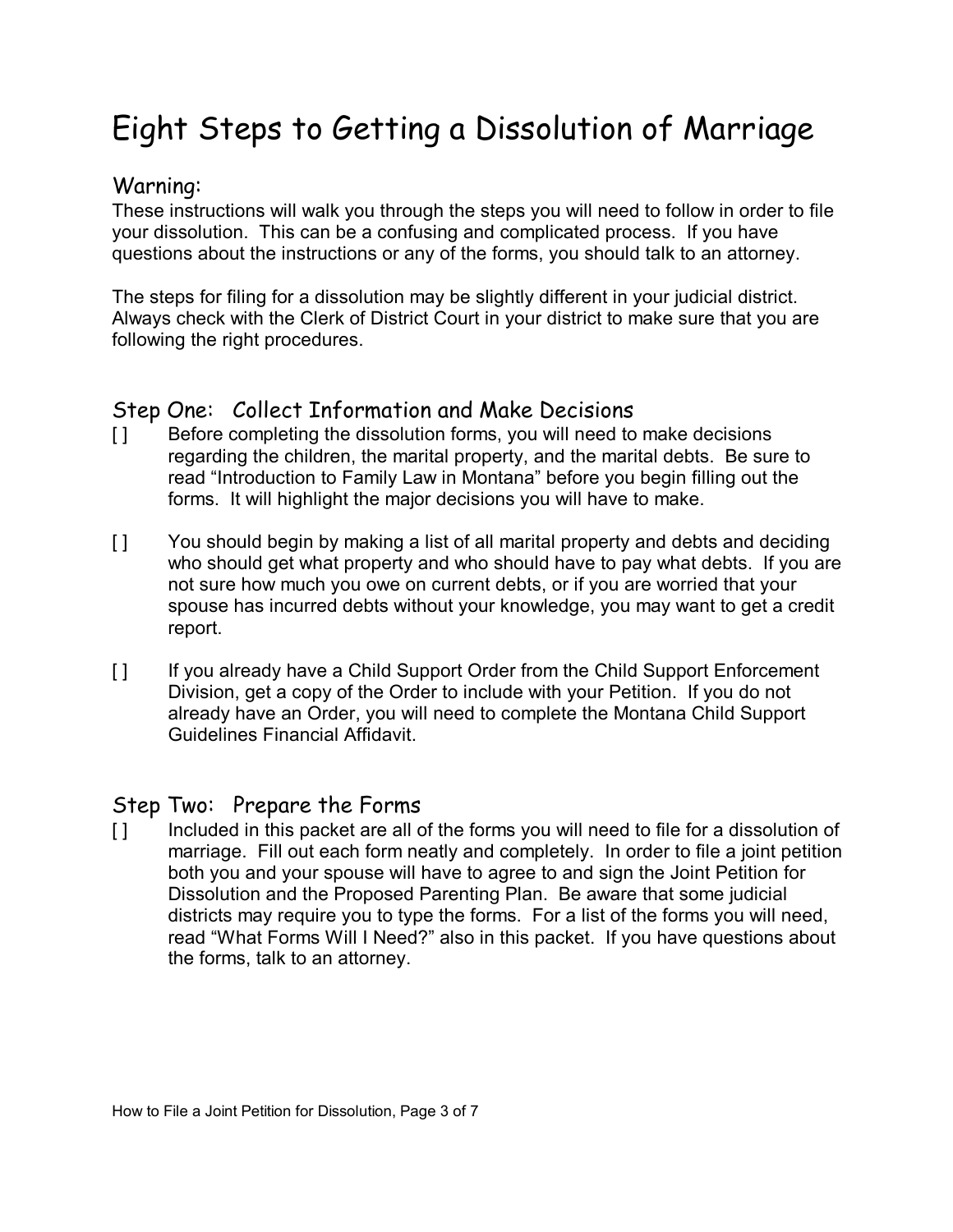# Eight Steps to Getting a Dissolution of Marriage

## Warning:

These instructions will walk you through the steps you will need to follow in order to file your dissolution. This can be a confusing and complicated process. If you have questions about the instructions or any of the forms, you should talk to an attorney.

The steps for filing for a dissolution may be slightly different in your judicial district. Always check with the Clerk of District Court in your district to make sure that you are following the right procedures.

## Step One: Collect Information and Make Decisions

[ ] Before completing the dissolution forms, you will need to make decisions regarding the children, the marital property, and the marital debts. Be sure to read "Introduction to Family Law in Montana" before you begin filling out the forms. It will highlight the major decisions you will have to make.

[ ] You should begin by making a list of all marital property and debts and deciding who should get what property and who should have to pay what debts. If you are not sure how much you owe on current debts, or if you are worried that your spouse has incurred debts without your knowledge, you may want to get a credit report.

[ ] If you already have a Child Support Order from the Child Support Enforcement Division, get a copy of the Order to include with your Petition. If you do not already have an Order, you will need to complete the Montana Child Support Guidelines Financial Affidavit.

## Step Two: Prepare the Forms

[ ] Included in this packet are all of the forms you will need to file for a dissolution of marriage. Fill out each form neatly and completely. In order to file a joint petition both you and your spouse will have to agree to and sign the Joint Petition for Dissolution and the Proposed Parenting Plan. Be aware that some judicial districts may require you to type the forms. For a list of the forms you will need, read "What Forms Will I Need?" also in this packet. If you have questions about the forms, talk to an attorney.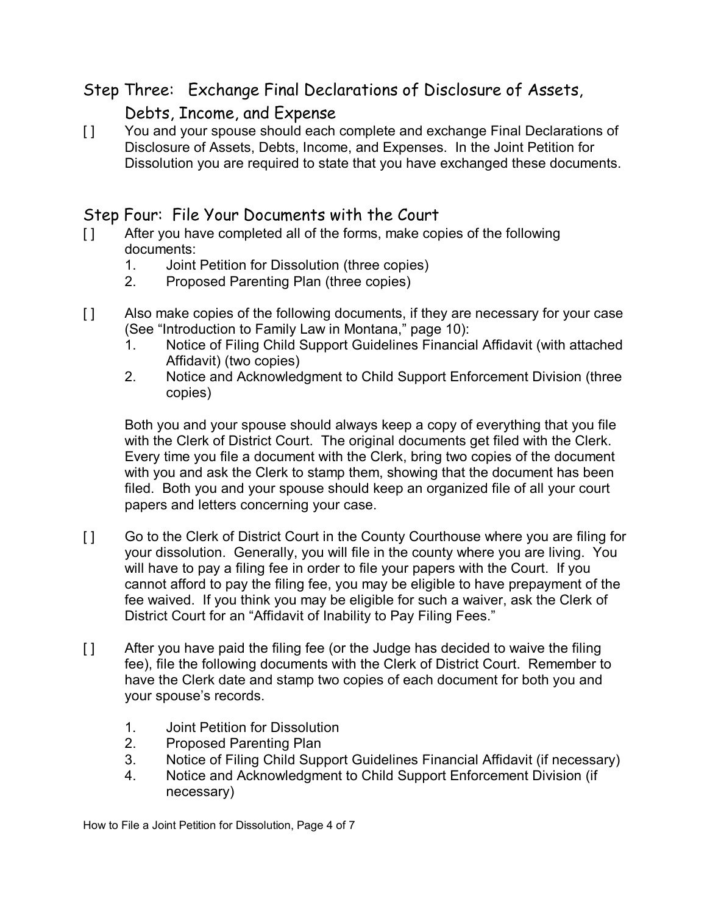## Step Three: Exchange Final Declarations of Disclosure of Assets, Debts, Income, and Expense

[ ] You and your spouse should each complete and exchange Final Declarations of Disclosure of Assets, Debts, Income, and Expenses. In the Joint Petition for Dissolution you are required to state that you have exchanged these documents.

## Step Four: File Your Documents with the Court

[ ] After you have completed all of the forms, make copies of the following documents:

1. Joint Petition for Dissolution (three copies)
2. Proposed Parenting Plan (three copies)

[ ] Also make copies of the following documents, if they are necessary for your case (See "Introduction to Family Law in Montana," page 10):

1. Notice of Filing Child Support Guidelines Financial Affidavit (with attached Affidavit) (two copies)
2. Notice and Acknowledgment to Child Support Enforcement Division (three copies)

Both you and your spouse should always keep a copy of everything that you file with the Clerk of District Court. The original documents get filed with the Clerk. Every time you file a document with the Clerk, bring two copies of the document with you and ask the Clerk to stamp them, showing that the document has been filed. Both you and your spouse should keep an organized file of all your court papers and letters concerning your case.

[ ] Go to the Clerk of District Court in the County Courthouse where you are filing for your dissolution. Generally, you will file in the county where you are living. You will have to pay a filing fee in order to file your papers with the Court. If you cannot afford to pay the filing fee, you may be eligible to have prepayment of the fee waived. If you think you may be eligible for such a waiver, ask the Clerk of District Court for an "Affidavit of Inability to Pay Filing Fees."

[ ] After you have paid the filing fee (or the Judge has decided to waive the filing fee), file the following documents with the Clerk of District Court. Remember to have the Clerk date and stamp two copies of each document for both you and your spouse's records.

1. Joint Petition for Dissolution
2. Proposed Parenting Plan
3. Notice of Filing Child Support Guidelines Financial Affidavit (if necessary)
4. Notice and Acknowledgment to Child Support Enforcement Division (if necessary)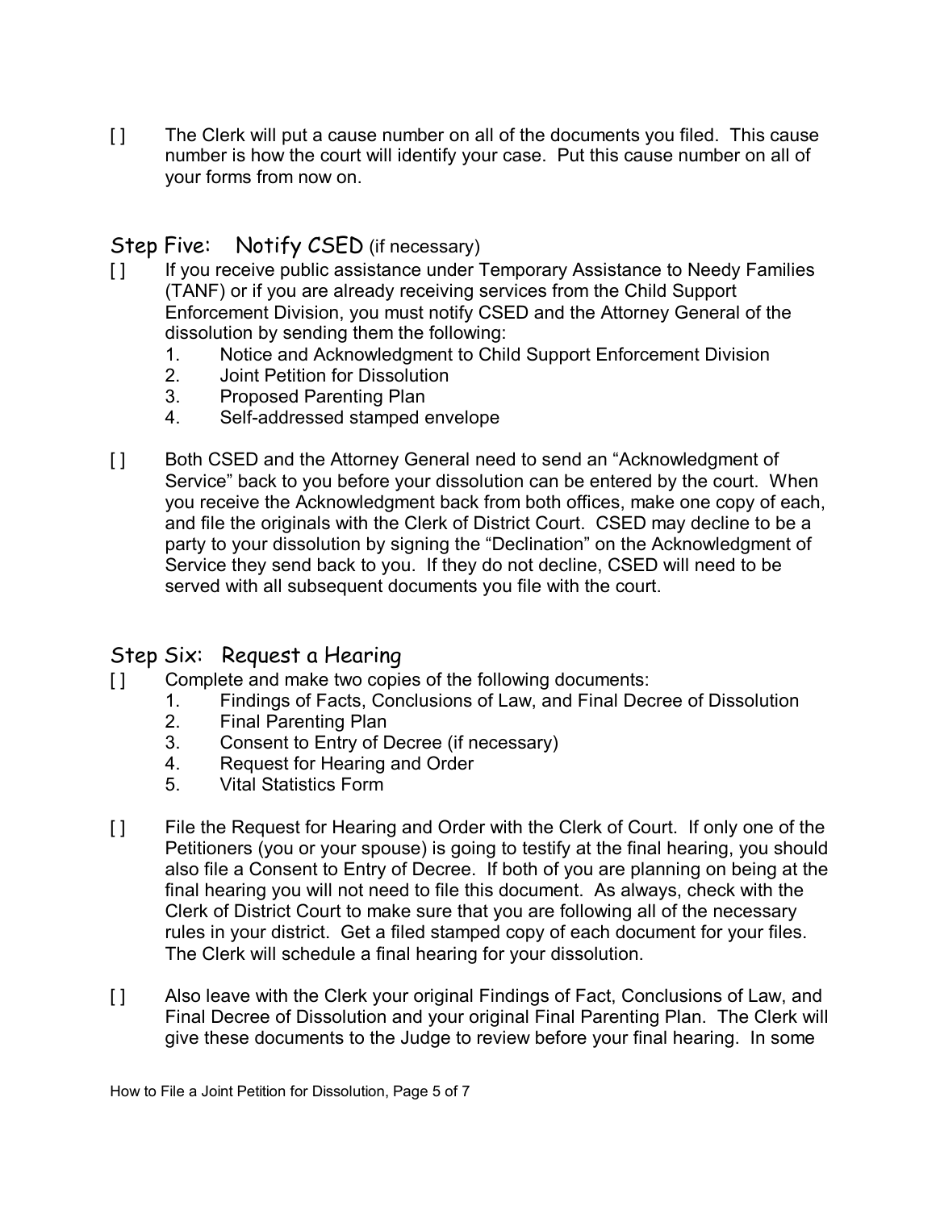[ ] The Clerk will put a cause number on all of the documents you filed. This cause number is how the court will identify your case. Put this cause number on all of your forms from now on.

## Step Five: Notify CSED (if necessary)

[ ] If you receive public assistance under Temporary Assistance to Needy Families (TANF) or if you are already receiving services from the Child Support Enforcement Division, you must notify CSED and the Attorney General of the dissolution by sending them the following:

1. Notice and Acknowledgment to Child Support Enforcement Division
2. Joint Petition for Dissolution
3. Proposed Parenting Plan
4. Self-addressed stamped envelope

[ ] Both CSED and the Attorney General need to send an "Acknowledgment of Service" back to you before your dissolution can be entered by the court. When you receive the Acknowledgment back from both offices, make one copy of each, and file the originals with the Clerk of District Court. CSED may decline to be a party to your dissolution by signing the "Declination" on the Acknowledgment of Service they send back to you. If they do not decline, CSED will need to be served with all subsequent documents you file with the court.

## Step Six: Request a Hearing

[ ] Complete and make two copies of the following documents:

1. Findings of Facts, Conclusions of Law, and Final Decree of Dissolution
2. Final Parenting Plan
3. Consent to Entry of Decree (if necessary)
4. Request for Hearing and Order
5. Vital Statistics Form

[ ] File the Request for Hearing and Order with the Clerk of Court. If only one of the Petitioners (you or your spouse) is going to testify at the final hearing, you should also file a Consent to Entry of Decree. If both of you are planning on being at the final hearing you will not need to file this document. As always, check with the Clerk of District Court to make sure that you are following all of the necessary rules in your district. Get a filed stamped copy of each document for your files. The Clerk will schedule a final hearing for your dissolution.

[ ] Also leave with the Clerk your original Findings of Fact, Conclusions of Law, and Final Decree of Dissolution and your original Final Parenting Plan. The Clerk will give these documents to the Judge to review before your final hearing. In some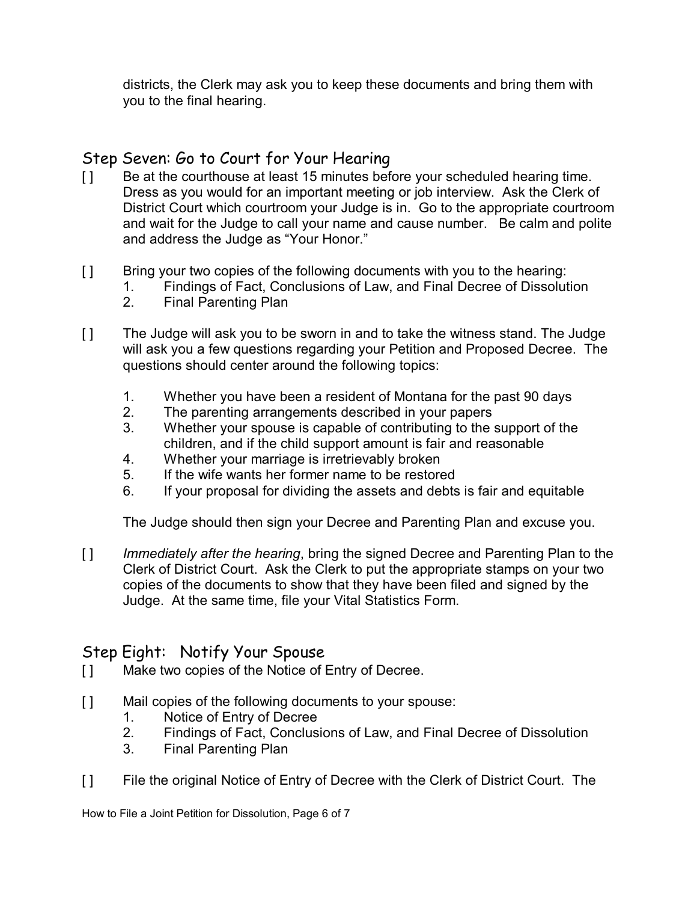districts, the Clerk may ask you to keep these documents and bring them with you to the final hearing.

## Step Seven: Go to Court for Your Hearing

[ ] Be at the courthouse at least 15 minutes before your scheduled hearing time. Dress as you would for an important meeting or job interview. Ask the Clerk of District Court which courtroom your Judge is in. Go to the appropriate courtroom and wait for the Judge to call your name and cause number. Be calm and polite and address the Judge as "Your Honor."

[ ] Bring your two copies of the following documents with you to the hearing:
1. Findings of Fact, Conclusions of Law, and Final Decree of Dissolution
2. Final Parenting Plan

[ ] The Judge will ask you to be sworn in and to take the witness stand. The Judge will ask you a few questions regarding your Petition and Proposed Decree. The questions should center around the following topics:

1. Whether you have been a resident of Montana for the past 90 days
2. The parenting arrangements described in your papers
3. Whether your spouse is capable of contributing to the support of the children, and if the child support amount is fair and reasonable
4. Whether your marriage is irretrievably broken
5. If the wife wants her former name to be restored
6. If your proposal for dividing the assets and debts is fair and equitable

The Judge should then sign your Decree and Parenting Plan and excuse you.

[ ] *Immediately after the hearing*, bring the signed Decree and Parenting Plan to the Clerk of District Court. Ask the Clerk to put the appropriate stamps on your two copies of the documents to show that they have been filed and signed by the Judge. At the same time, file your Vital Statistics Form.

## Step Eight: Notify Your Spouse

[ ] Make two copies of the Notice of Entry of Decree.

[ ] Mail copies of the following documents to your spouse:
1. Notice of Entry of Decree
2. Findings of Fact, Conclusions of Law, and Final Decree of Dissolution
3. Final Parenting Plan

[ ] File the original Notice of Entry of Decree with the Clerk of District Court. The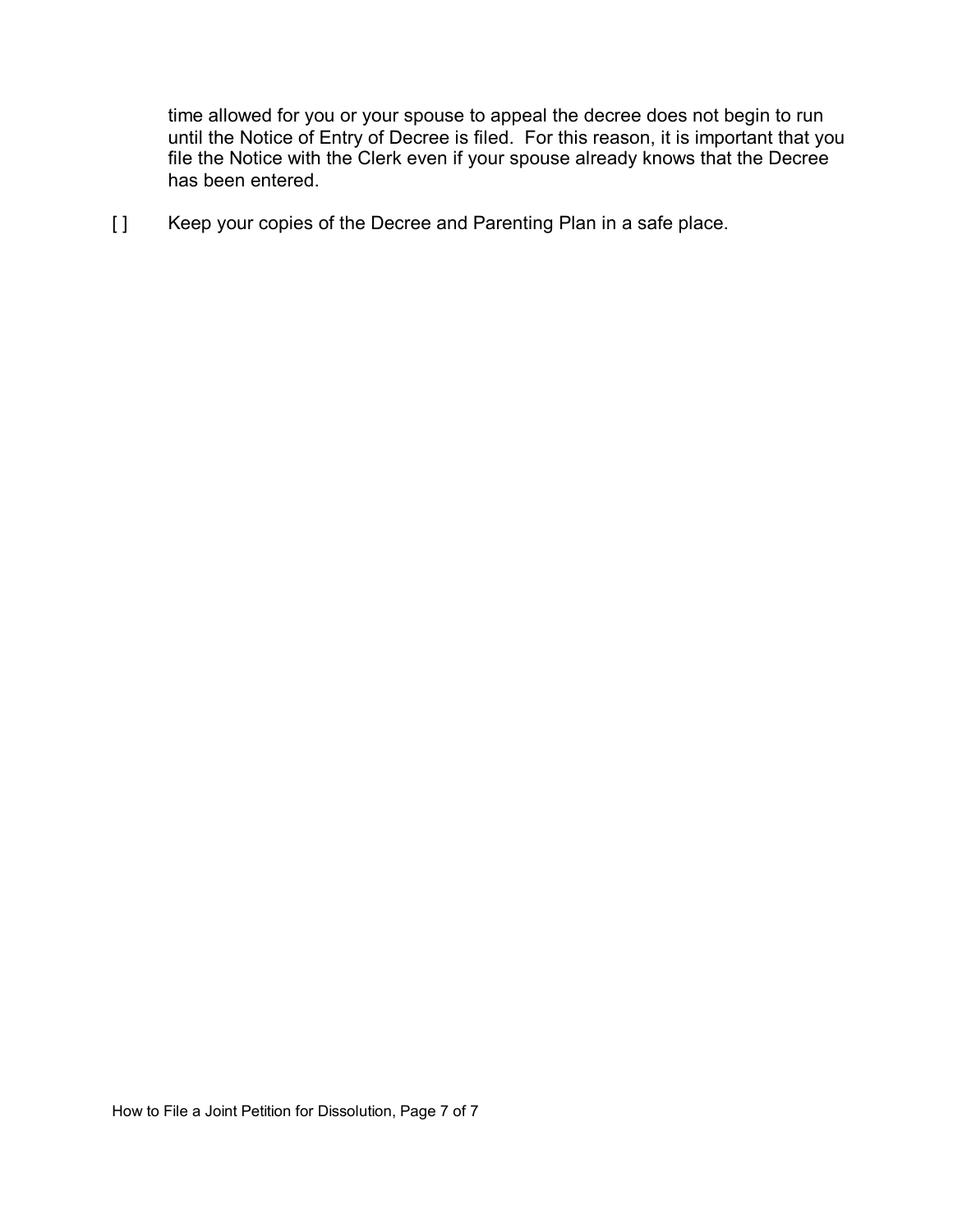time allowed for you or your spouse to appeal the decree does not begin to run until the Notice of Entry of Decree is filed. For this reason, it is important that you file the Notice with the Clerk even if your spouse already knows that the Decree has been entered.

[ ] Keep your copies of the Decree and Parenting Plan in a safe place.